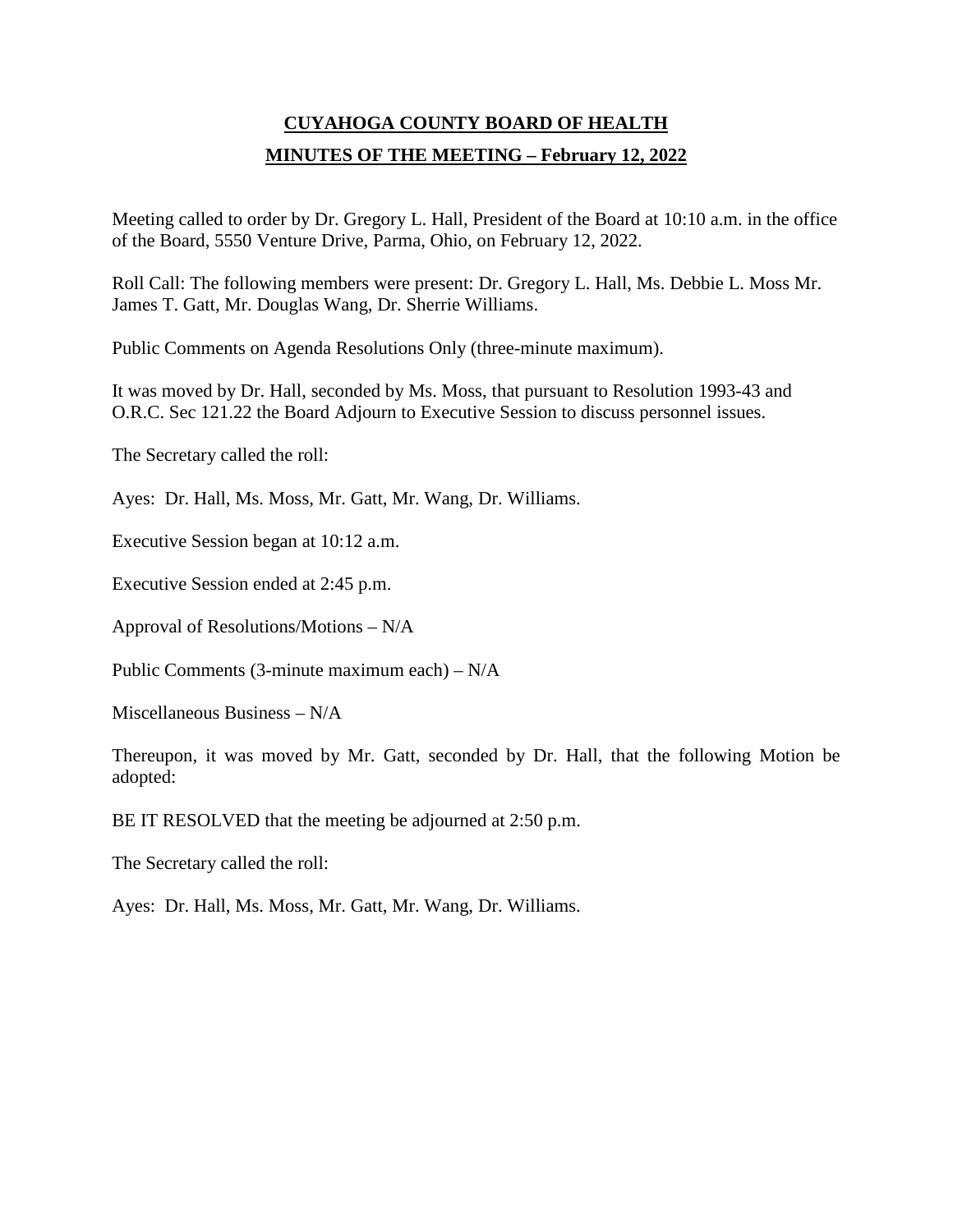# CUYAHOGA COUNTY BOARD OF HEALTH

## MINUTES OF THE MEETING – February 12, 2022

Meeting called to order by Dr. Gregory L. Hall, President of the Board at 10:10 a.m. in the office of the Board, 5550 Venture Drive, Parma, Ohio, on February 12, 2022.

Roll Call: The following members were present: Dr. Gregory L. Hall, Ms. Debbie L. Moss Mr. James T. Gatt, Mr. Douglas Wang, Dr. Sherrie Williams.

Public Comments on Agenda Resolutions Only (three-minute maximum).

It was moved by Dr. Hall, seconded by Ms. Moss, that pursuant to Resolution 1993-43 and O.R.C. Sec 121.22 the Board Adjourn to Executive Session to discuss personnel issues.

The Secretary called the roll:

Ayes: Dr. Hall, Ms. Moss, Mr. Gatt, Mr. Wang, Dr. Williams.

Executive Session began at 10:12 a.m.

Executive Session ended at 2:45 p.m.

Approval of Resolutions/Motions – N/A

Public Comments (3-minute maximum each) – N/A

Miscellaneous Business – N/A

Thereupon, it was moved by Mr. Gatt, seconded by Dr. Hall, that the following Motion be adopted:

BE IT RESOLVED that the meeting be adjourned at 2:50 p.m.

The Secretary called the roll:

Ayes: Dr. Hall, Ms. Moss, Mr. Gatt, Mr. Wang, Dr. Williams.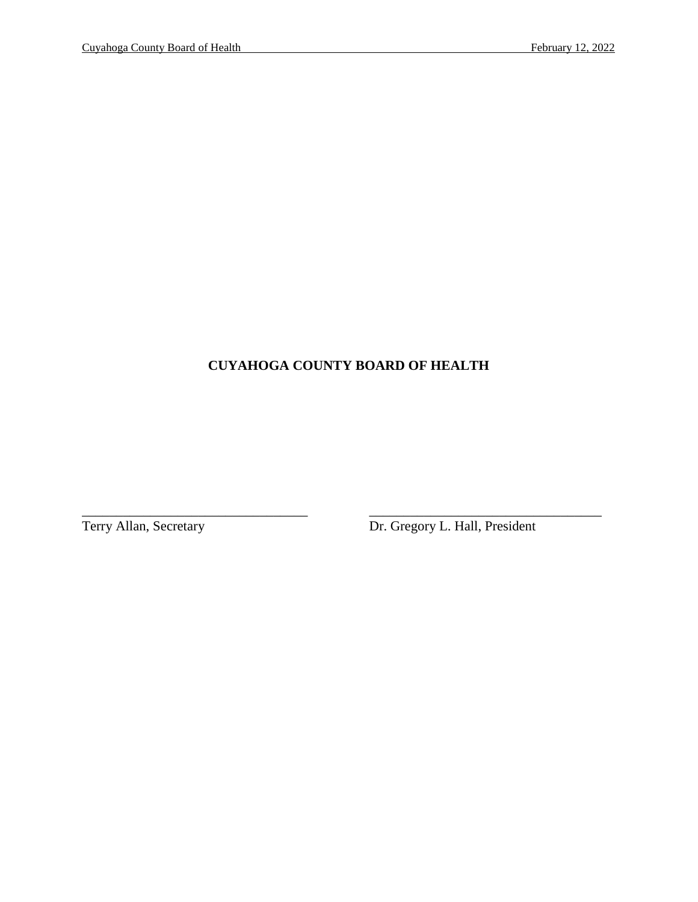**CUYAHOGA COUNTY BOARD OF HEALTH**

\_\_\_\_\_\_\_\_\_\_\_\_\_\_\_\_\_\_\_\_\_\_\_\_\_\_\_\_\_\_\_\_\_\_\_\_
Terry Allan, Secretary

\_\_\_\_\_\_\_\_\_\_\_\_\_\_\_\_\_\_\_\_\_\_\_\_\_\_\_\_\_\_\_\_\_\_\_\_
Dr. Gregory L. Hall, President